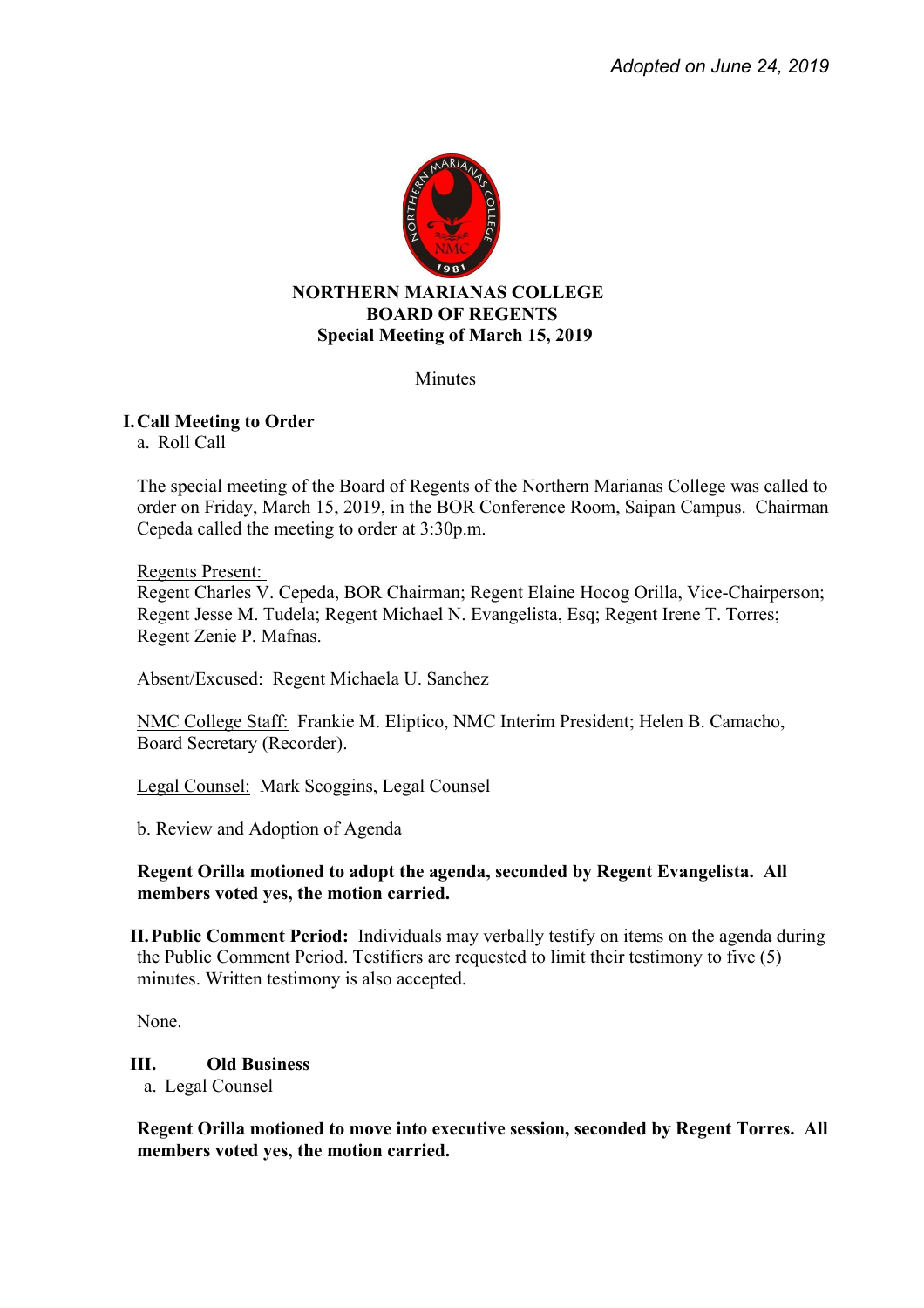*Adopted on June 24, 2019*

**NORTHERN MARIANAS COLLEGE**
**BOARD OF REGENTS**
**Special Meeting of March 15, 2019**

Minutes

## I. Call Meeting to Order

a. Roll Call

The special meeting of the Board of Regents of the Northern Marianas College was called to order on Friday, March 15, 2019, in the BOR Conference Room, Saipan Campus. Chairman Cepeda called the meeting to order at 3:30p.m.

Regents Present:
Regent Charles V. Cepeda, BOR Chairman; Regent Elaine Hocog Orilla, Vice-Chairperson; Regent Jesse M. Tudela; Regent Michael N. Evangelista, Esq; Regent Irene T. Torres; Regent Zenie P. Mafnas.

Absent/Excused: Regent Michaela U. Sanchez

NMC College Staff: Frankie M. Eliptico, NMC Interim President; Helen B. Camacho, Board Secretary (Recorder).

Legal Counsel: Mark Scoggins, Legal Counsel

b. Review and Adoption of Agenda

**Regent Orilla motioned to adopt the agenda, seconded by Regent Evangelista. All members voted yes, the motion carried.**

## II. Public Comment Period:

Individuals may verbally testify on items on the agenda during the Public Comment Period. Testifiers are requested to limit their testimony to five (5) minutes. Written testimony is also accepted.

None.

## III. Old Business

a. Legal Counsel

**Regent Orilla motioned to move into executive session, seconded by Regent Torres. All members voted yes, the motion carried.**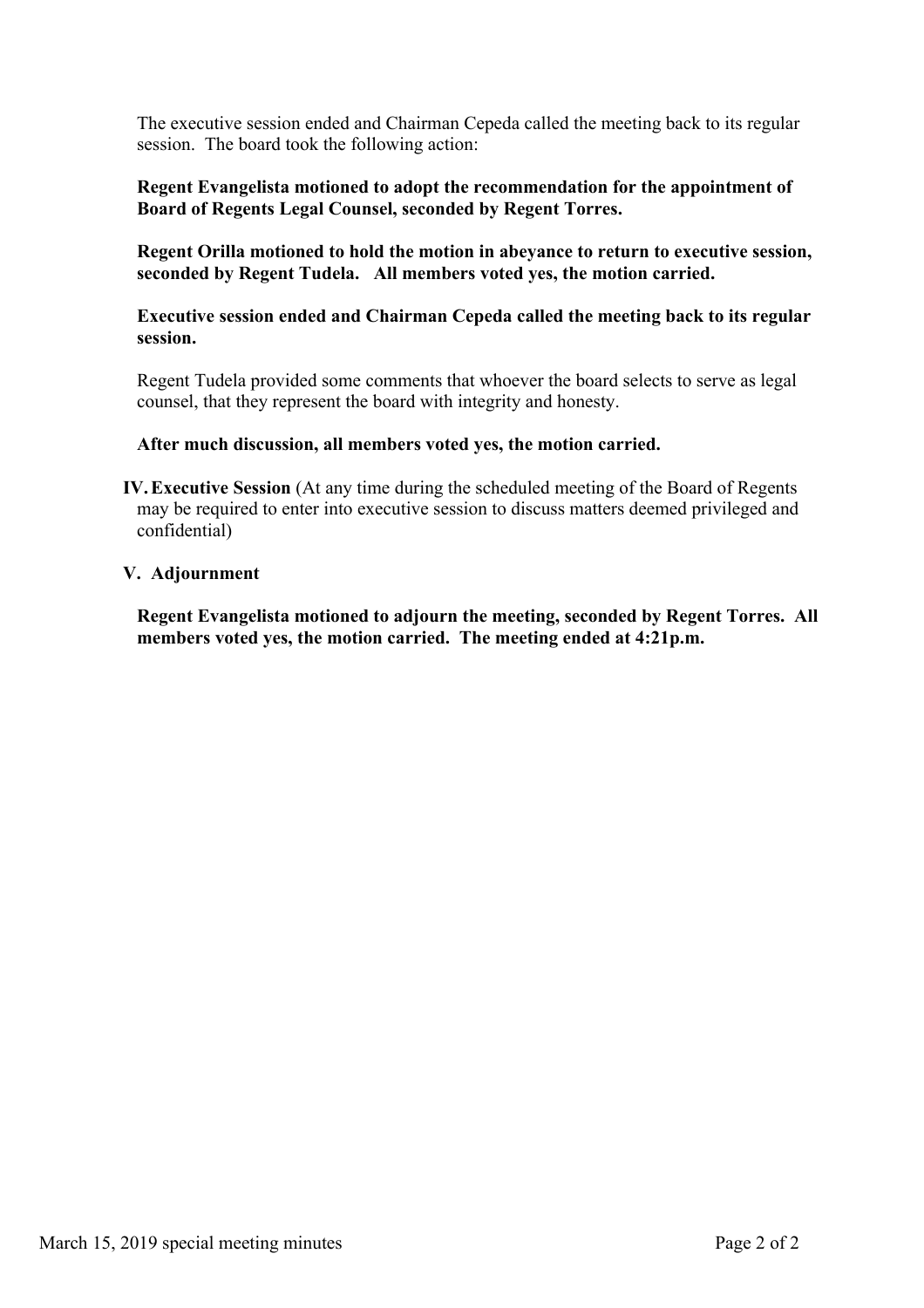The executive session ended and Chairman Cepeda called the meeting back to its regular session. The board took the following action:

**Regent Evangelista motioned to adopt the recommendation for the appointment of Board of Regents Legal Counsel, seconded by Regent Torres.**

**Regent Orilla motioned to hold the motion in abeyance to return to executive session, seconded by Regent Tudela. All members voted yes, the motion carried.**

**Executive session ended and Chairman Cepeda called the meeting back to its regular session.**

Regent Tudela provided some comments that whoever the board selects to serve as legal counsel, that they represent the board with integrity and honesty.

**After much discussion, all members voted yes, the motion carried.**

**IV. Executive Session** (At any time during the scheduled meeting of the Board of Regents may be required to enter into executive session to discuss matters deemed privileged and confidential)

**V. Adjournment**

**Regent Evangelista motioned to adjourn the meeting, seconded by Regent Torres. All members voted yes, the motion carried. The meeting ended at 4:21p.m.**